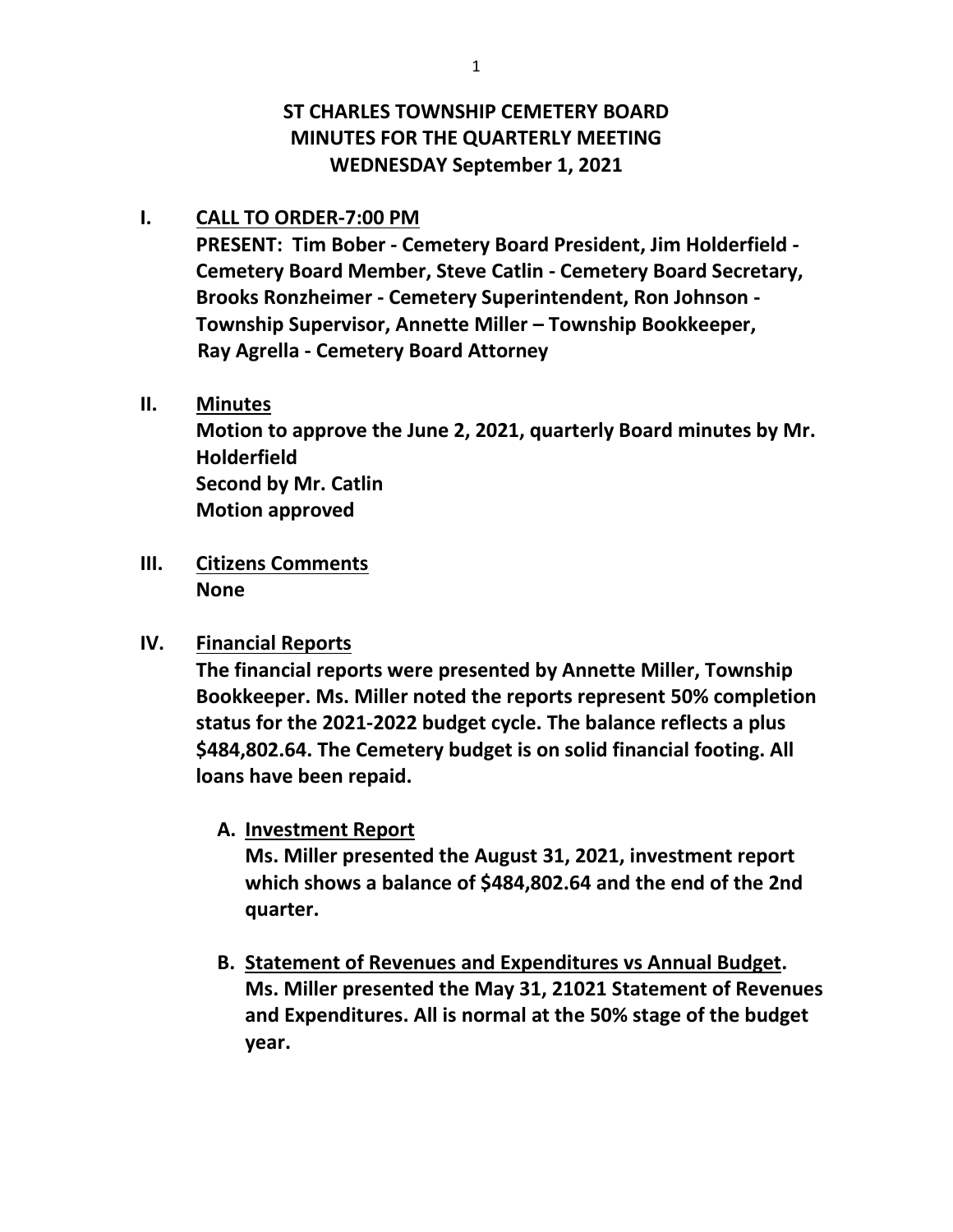# ST CHARLES TOWNSHIP CEMETERY BOARD
## MINUTES FOR THE QUARTERLY MEETING
## WEDNESDAY September 1, 2021

**I. CALL TO ORDER-7:00 PM**

**PRESENT: Tim Bober - Cemetery Board President, Jim Holderfield - Cemetery Board Member, Steve Catlin - Cemetery Board Secretary, Brooks Ronzheimer - Cemetery Superintendent, Ron Johnson - Township Supervisor, Annette Miller – Township Bookkeeper, Ray Agrella - Cemetery Board Attorney**

**II. Minutes**

**Motion to approve the June 2, 2021, quarterly Board minutes by Mr. Holderfield**
**Second by Mr. Catlin**
**Motion approved**

**III. Citizens Comments**

**None**

**IV. Financial Reports**

**The financial reports were presented by Annette Miller, Township Bookkeeper. Ms. Miller noted the reports represent 50% completion status for the 2021-2022 budget cycle. The balance reflects a plus $484,802.64. The Cemetery budget is on solid financial footing. All loans have been repaid.**

**A. Investment Report**

**Ms. Miller presented the August 31, 2021, investment report which shows a balance of $484,802.64 and the end of the 2nd quarter.**

**B. Statement of Revenues and Expenditures vs Annual Budget.**

**Ms. Miller presented the May 31, 21021 Statement of Revenues and Expenditures. All is normal at the 50% stage of the budget year.**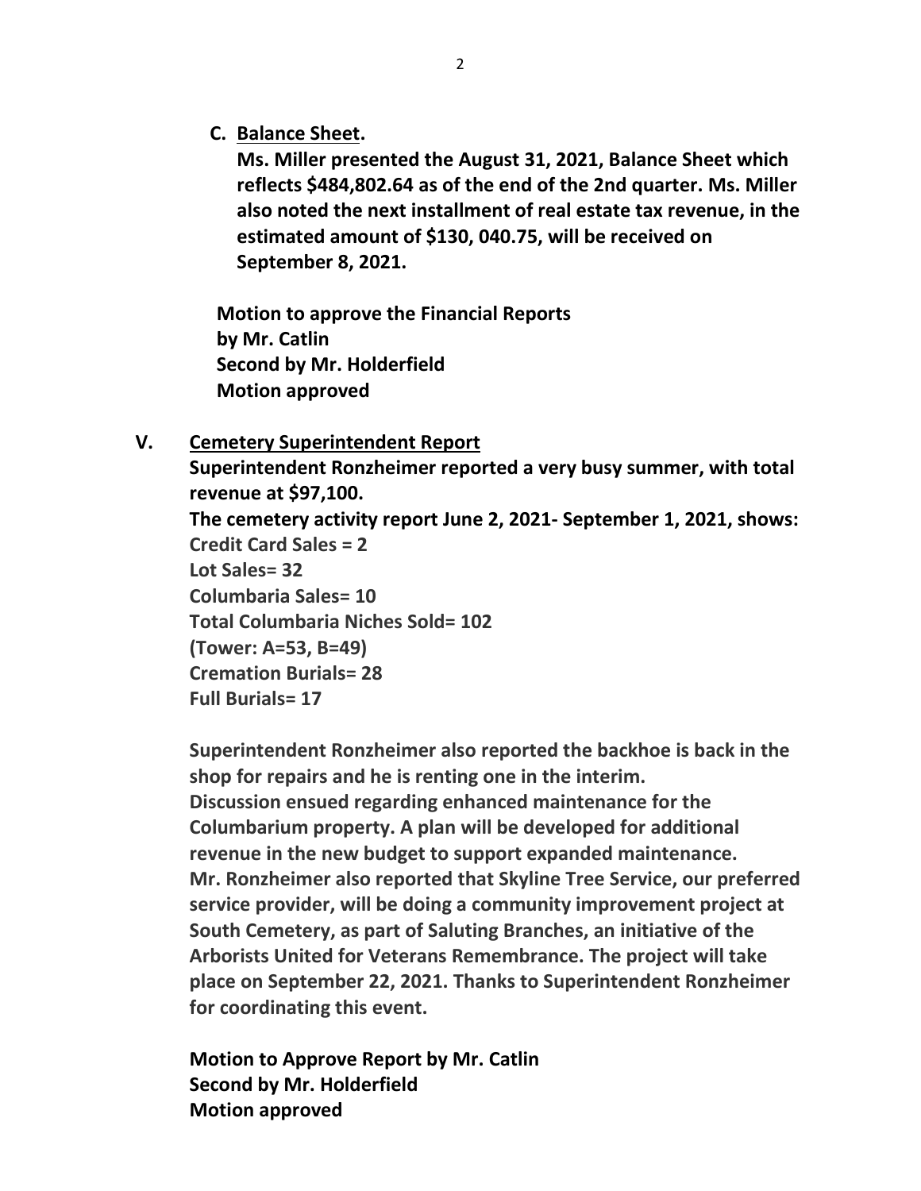C. **Balance Sheet.**

**Ms. Miller presented the August 31, 2021, Balance Sheet which reflects $484,802.64 as of the end of the 2nd quarter. Ms. Miller also noted the next installment of real estate tax revenue, in the estimated amount of $130, 040.75, will be received on September 8, 2021.**

**Motion to approve the Financial Reports**
**by Mr. Catlin**
**Second by Mr. Holderfield**
**Motion approved**

V. **Cemetery Superintendent Report**

**Superintendent Ronzheimer reported a very busy summer, with total revenue at $97,100.**

**The cemetery activity report June 2, 2021- September 1, 2021, shows:**
**Credit Card Sales = 2**
**Lot Sales= 32**
**Columbaria Sales= 10**
**Total Columbaria Niches Sold= 102**
**(Tower: A=53, B=49)**
**Cremation Burials= 28**
**Full Burials= 17**

**Superintendent Ronzheimer also reported the backhoe is back in the shop for repairs and he is renting one in the interim.**
**Discussion ensued regarding enhanced maintenance for the Columbarium property. A plan will be developed for additional revenue in the new budget to support expanded maintenance.**
**Mr. Ronzheimer also reported that Skyline Tree Service, our preferred service provider, will be doing a community improvement project at South Cemetery, as part of Saluting Branches, an initiative of the Arborists United for Veterans Remembrance. The project will take place on September 22, 2021. Thanks to Superintendent Ronzheimer for coordinating this event.**

**Motion to Approve Report by Mr. Catlin**
**Second by Mr. Holderfield**
**Motion approved**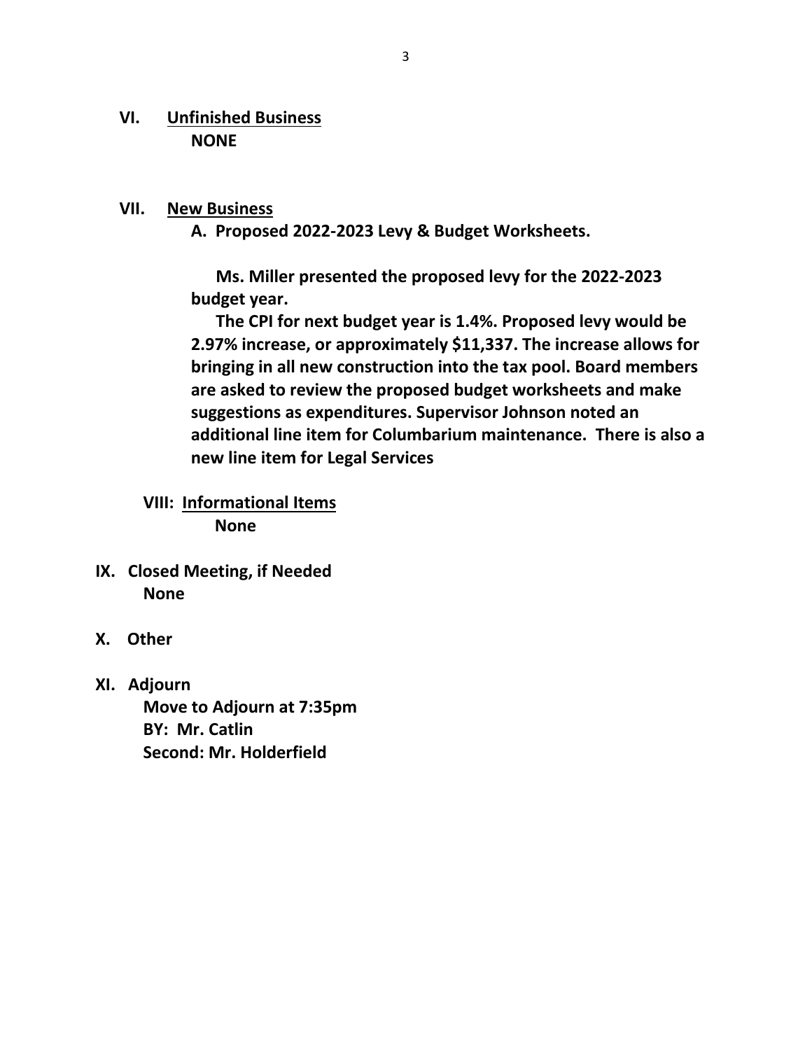## VI. Unfinished Business

**NONE**

## VII. New Business

**A. Proposed 2022-2023 Levy & Budget Worksheets.**

**Ms. Miller presented the proposed levy for the 2022-2023 budget year.**

**The CPI for next budget year is 1.4%. Proposed levy would be 2.97% increase, or approximately $11,337. The increase allows for bringing in all new construction into the tax pool. Board members are asked to review the proposed budget worksheets and make suggestions as expenditures. Supervisor Johnson noted an additional line item for Columbarium maintenance. There is also a new line item for Legal Services**

## VIII: Informational Items

**None**

## IX. Closed Meeting, if Needed

**None**

## X. Other

## XI. Adjourn

**Move to Adjourn at 7:35pm**
**BY: Mr. Catlin**
**Second: Mr. Holderfield**